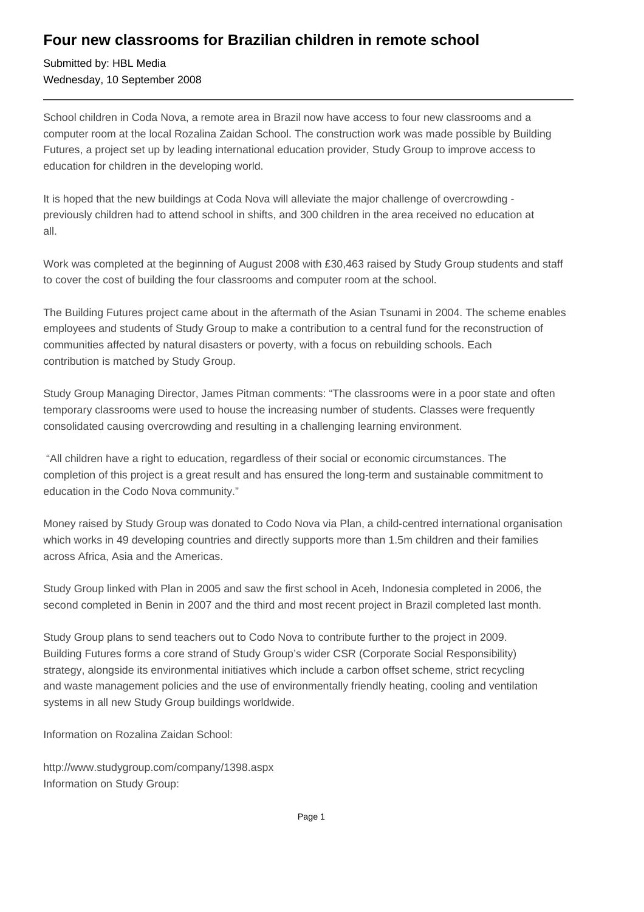# Four new classrooms for Brazilian children in remote school

Submitted by: HBL Media
Wednesday, 10 September 2008

---

School children in Coda Nova, a remote area in Brazil now have access to four new classrooms and a computer room at the local Rozalina Zaidan School. The construction work was made possible by Building Futures, a project set up by leading international education provider, Study Group to improve access to education for children in the developing world.

It is hoped that the new buildings at Coda Nova will alleviate the major challenge of overcrowding - previously children had to attend school in shifts, and 300 children in the area received no education at all.

Work was completed at the beginning of August 2008 with £30,463 raised by Study Group students and staff to cover the cost of building the four classrooms and computer room at the school.

The Building Futures project came about in the aftermath of the Asian Tsunami in 2004. The scheme enables employees and students of Study Group to make a contribution to a central fund for the reconstruction of communities affected by natural disasters or poverty, with a focus on rebuilding schools. Each contribution is matched by Study Group.

Study Group Managing Director, James Pitman comments: "The classrooms were in a poor state and often temporary classrooms were used to house the increasing number of students. Classes were frequently consolidated causing overcrowding and resulting in a challenging learning environment.

"All children have a right to education, regardless of their social or economic circumstances. The completion of this project is a great result and has ensured the long-term and sustainable commitment to education in the Codo Nova community."

Money raised by Study Group was donated to Codo Nova via Plan, a child-centred international organisation which works in 49 developing countries and directly supports more than 1.5m children and their families across Africa, Asia and the Americas.

Study Group linked with Plan in 2005 and saw the first school in Aceh, Indonesia completed in 2006, the second completed in Benin in 2007 and the third and most recent project in Brazil completed last month.

Study Group plans to send teachers out to Codo Nova to contribute further to the project in 2009. Building Futures forms a core strand of Study Group's wider CSR (Corporate Social Responsibility) strategy, alongside its environmental initiatives which include a carbon offset scheme, strict recycling and waste management policies and the use of environmentally friendly heating, cooling and ventilation systems in all new Study Group buildings worldwide.

Information on Rozalina Zaidan School:

http://www.studygroup.com/company/1398.aspx
Information on Study Group: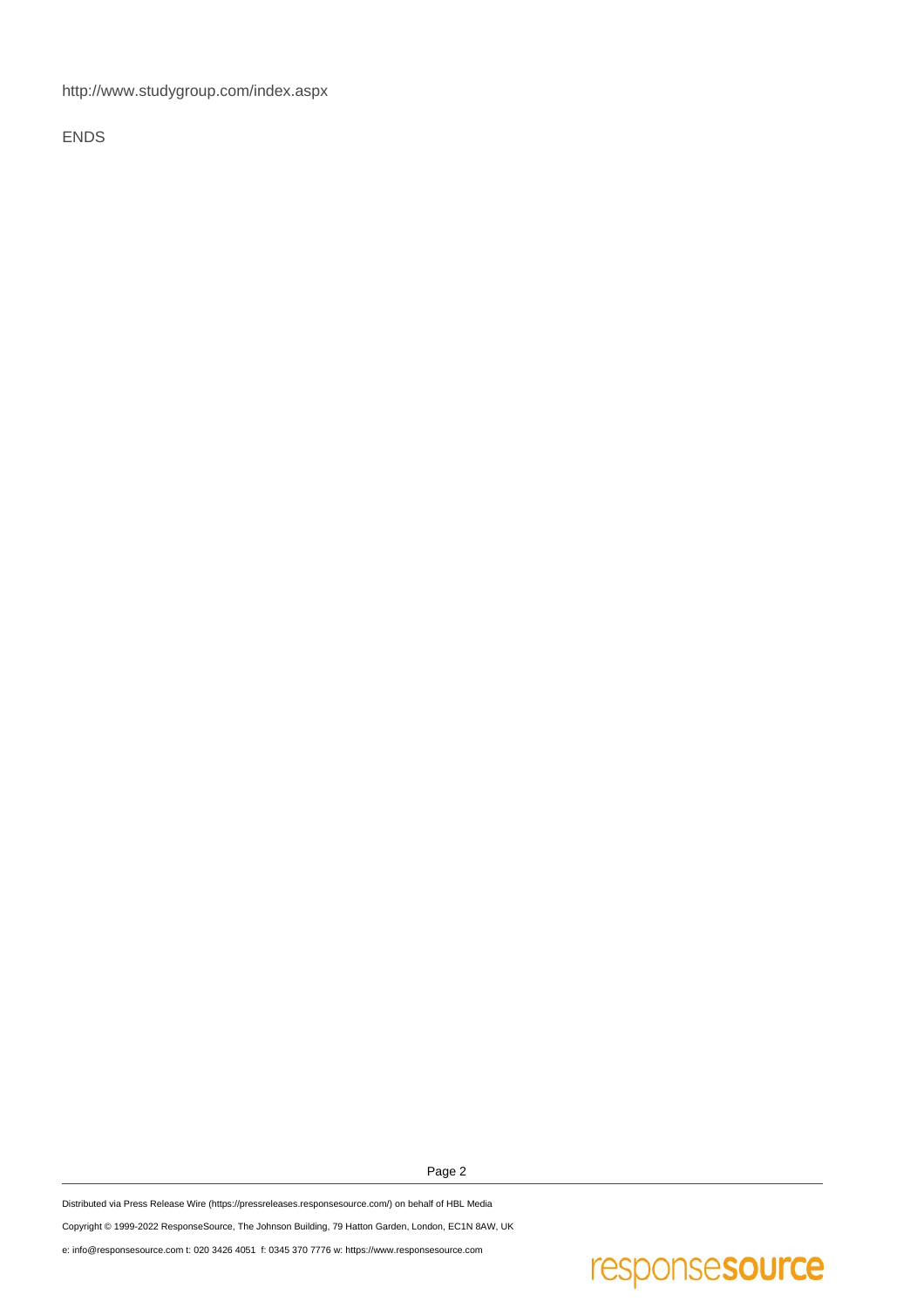http://www.studygroup.com/index.aspx

ENDS